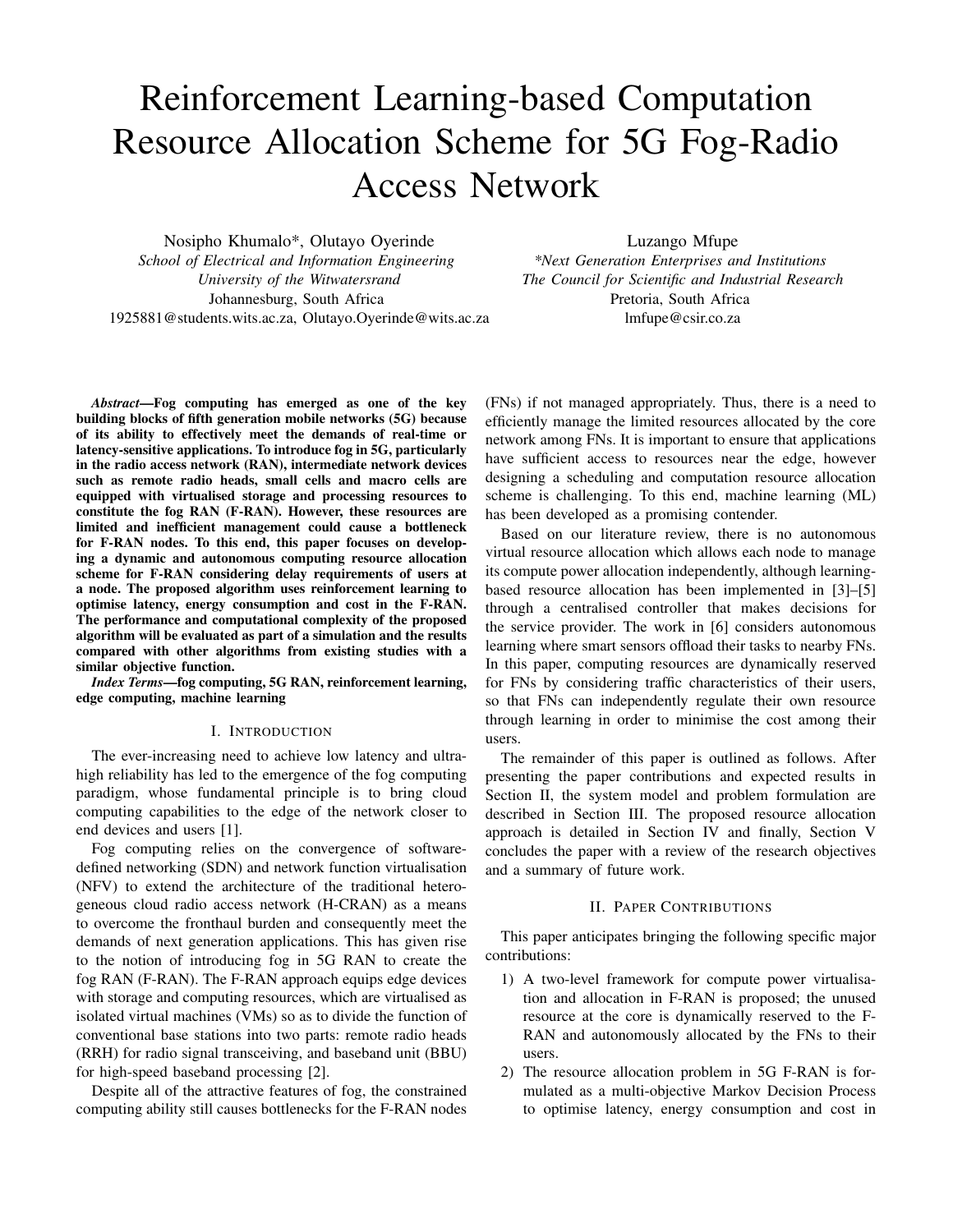# Reinforcement Learning-based Computation Resource Allocation Scheme for 5G Fog-Radio Access Network

Nosipho Khumalo*, Olutayo Oyerinde
*School of Electrical and Information Engineering*
*University of the Witwatersrand*
Johannesburg, South Africa
1925881@students.wits.ac.za, Olutayo.Oyerinde@wits.ac.za

Luzango Mfupe
*\*Next Generation Enterprises and Institutions*
*The Council for Scientific and Industrial Research*
Pretoria, South Africa
lmfupe@csir.co.za

***Abstract*—Fog computing has emerged as one of the key building blocks of fifth generation mobile networks (5G) because of its ability to effectively meet the demands of real-time or latency-sensitive applications. To introduce fog in 5G, particularly in the radio access network (RAN), intermediate network devices such as remote radio heads, small cells and macro cells are equipped with virtualised storage and processing resources to constitute the fog RAN (F-RAN). However, these resources are limited and inefficient management could cause a bottleneck for F-RAN nodes. To this end, this paper focuses on developing a dynamic and autonomous computing resource allocation scheme for F-RAN considering delay requirements of users at a node. The proposed algorithm uses reinforcement learning to optimise latency, energy consumption and cost in the F-RAN. The performance and computational complexity of the proposed algorithm will be evaluated as part of a simulation and the results compared with other algorithms from existing studies with a similar objective function.**

***Index Terms*—fog computing, 5G RAN, reinforcement learning, edge computing, machine learning**

## I. Introduction

The ever-increasing need to achieve low latency and ultra-high reliability has led to the emergence of the fog computing paradigm, whose fundamental principle is to bring cloud computing capabilities to the edge of the network closer to end devices and users [1].

Fog computing relies on the convergence of software-defined networking (SDN) and network function virtualisation (NFV) to extend the architecture of the traditional heterogeneous cloud radio access network (H-CRAN) as a means to overcome the fronthaul burden and consequently meet the demands of next generation applications. This has given rise to the notion of introducing fog in 5G RAN to create the fog RAN (F-RAN). The F-RAN approach equips edge devices with storage and computing resources, which are virtualised as isolated virtual machines (VMs) so as to divide the function of conventional base stations into two parts: remote radio heads (RRH) for radio signal transceiving, and baseband unit (BBU) for high-speed baseband processing [2].

Despite all of the attractive features of fog, the constrained computing ability still causes bottlenecks for the F-RAN nodes (FNs) if not managed appropriately. Thus, there is a need to efficiently manage the limited resources allocated by the core network among FNs. It is important to ensure that applications have sufficient access to resources near the edge, however designing a scheduling and computation resource allocation scheme is challenging. To this end, machine learning (ML) has been developed as a promising contender.

Based on our literature review, there is no autonomous virtual resource allocation which allows each node to manage its compute power allocation independently, although learning-based resource allocation has been implemented in [3]–[5] through a centralised controller that makes decisions for the service provider. The work in [6] considers autonomous learning where smart sensors offload their tasks to nearby FNs. In this paper, computing resources are dynamically reserved for FNs by considering traffic characteristics of their users, so that FNs can independently regulate their own resource through learning in order to minimise the cost among their users.

The remainder of this paper is outlined as follows. After presenting the paper contributions and expected results in Section II, the system model and problem formulation are described in Section III. The proposed resource allocation approach is detailed in Section IV and finally, Section V concludes the paper with a review of the research objectives and a summary of future work.

## II. Paper Contributions

This paper anticipates bringing the following specific major contributions:

1) A two-level framework for compute power virtualisation and allocation in F-RAN is proposed; the unused resource at the core is dynamically reserved to the F-RAN and autonomously allocated by the FNs to their users.
2) The resource allocation problem in 5G F-RAN is formulated as a multi-objective Markov Decision Process to optimise latency, energy consumption and cost in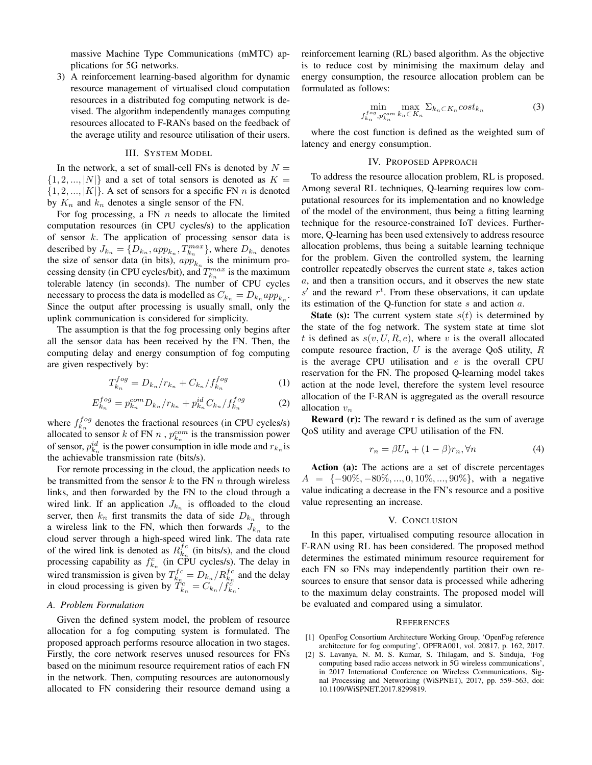massive Machine Type Communications (mMTC) applications for 5G networks.

3) A reinforcement learning-based algorithm for dynamic resource management of virtualised cloud computation resources in a distributed fog computing network is devised. The algorithm independently manages computing resources allocated to F-RANs based on the feedback of the average utility and resource utilisation of their users.

## III. System Model

In the network, a set of small-cell FNs is denoted by $N = \{1, 2, ..., |N|\}$ and a set of total sensors is denoted as $K = \{1, 2, ..., |K|\}$. A set of sensors for a specific FN $n$ is denoted by $K_n$ and $k_n$ denotes a single sensor of the FN.

For fog processing, a FN $n$ needs to allocate the limited computation resources (in CPU cycles/s) to the application of sensor $k$. The application of processing sensor data is described by $J_{k_n} = \{D_{k_n}, app_{k_n}, T_{k_n}^{max}\}$, where $D_{k_n}$ denotes the size of sensor data (in bits), $app_{k_n}$ is the minimum processing density (in CPU cycles/bit), and $T_{k_n}^{max}$ is the maximum tolerable latency (in seconds). The number of CPU cycles necessary to process the data is modelled as $C_{k_n} = D_{k_n} app_{k_n}$. Since the output after processing is usually small, only the uplink communication is considered for simplicity.

The assumption is that the fog processing only begins after all the sensor data has been received by the FN. Then, the computing delay and energy consumption of fog computing are given respectively by:

$$T_{k_n}^{fog} = D_{k_n}/r_{k_n} + C_{k_n}/f_{k_n}^{fog} \tag{1}$$

$$E_{k_n}^{fog} = p_{k_n}^{com} D_{k_n}/r_{k_n} + p_{k_n}^{id} C_{k_n}/f_{k_n}^{fog} \tag{2}$$

where $f_{k_n}^{fog}$ denotes the fractional resources (in CPU cycles/s) allocated to sensor $k$ of FN $n$ , $p_{k_n}^{com}$ is the transmission power of sensor, $p_{k_n}^{id}$ is the power consumption in idle mode and $r_{k_n}$ is the achievable transmission rate (bits/s).

For remote processing in the cloud, the application needs to be transmitted from the sensor $k$ to the FN $n$ through wireless links, and then forwarded by the FN to the cloud through a wired link. If an application $J_{k_n}$ is offloaded to the cloud server, then $k_n$ first transmits the data of side $D_{k_n}$ through a wireless link to the FN, which then forwards $J_{k_n}$ to the cloud server through a high-speed wired link. The data rate of the wired link is denoted as $R_{k_n}^{fc}$ (in bits/s), and the cloud processing capability as $f_{k_n}^{c}$ (in CPU cycles/s). The delay in wired transmission is given by $T_{k_n}^{fc} = D_{k_n}/R_{k_n}^{fc}$ and the delay in cloud processing is given by $T_{k_n}^{c} = C_{k_n}/f_{k_n}^{c}$.

### A. Problem Formulation

Given the defined system model, the problem of resource allocation for a fog computing system is formulated. The proposed approach performs resource allocation in two stages. Firstly, the core network reserves unused resources for FNs based on the minimum resource requirement ratios of each FN in the network. Then, computing resources are autonomously allocated to FN considering their resource demand using a reinforcement learning (RL) based algorithm. As the objective is to reduce cost by minimising the maximum delay and energy consumption, the resource allocation problem can be formulated as follows:

$$\min_{f_{k_n}^{fog}, p_{k_n}^{com}} \max_{k_n \subset K_n} \Sigma_{k_n \subset K_n} cost_{k_n} \tag{3}$$

where the cost function is defined as the weighted sum of latency and energy consumption.

## IV. Proposed Approach

To address the resource allocation problem, RL is proposed. Among several RL techniques, Q-learning requires low computational resources for its implementation and no knowledge of the model of the environment, thus being a fitting learning technique for the resource-constrained IoT devices. Furthermore, Q-learning has been used extensively to address resource allocation problems, thus being a suitable learning technique for the problem. Given the controlled system, the learning controller repeatedly observes the current state $s$, takes action $a$, and then a transition occurs, and it observes the new state $s'$ and the reward $r^t$. From these observations, it can update its estimation of the Q-function for state $s$ and action $a$.

**State (s):** The current system state $s(t)$ is determined by the state of the fog network. The system state at time slot $t$ is defined as $s(v, U, R, e)$, where $v$ is the overall allocated compute resource fraction, $U$ is the average QoS utility, $R$ is the average CPU utilisation and $e$ is the overall CPU reservation for the FN. The proposed Q-learning model takes action at the node level, therefore the system level resource allocation of the F-RAN is aggregated as the overall resource allocation $v_n$

**Reward (r):** The reward r is defined as the sum of average QoS utility and average CPU utilisation of the FN.

$$r_n = \beta U_n + (1 - \beta) r_n, \forall n \tag{4}$$

**Action (a):** The actions are a set of discrete percentages $A = \{-90\%, -80\%, ..., 0, 10\%, ..., 90\%\}$, with a negative value indicating a decrease in the FN's resource and a positive value representing an increase.

## V. Conclusion

In this paper, virtualised computing resource allocation in F-RAN using RL has been considered. The proposed method determines the estimated minimum resource requirement for each FN so FNs may independently partition their own resources to ensure that sensor data is processed while adhering to the maximum delay constraints. The proposed model will be evaluated and compared using a simulator.

## References

[1] OpenFog Consortium Architecture Working Group, 'OpenFog reference architecture for fog computing', OPFRA001, vol. 20817, p. 162, 2017.

[2] S. Lavanya, N. M. S. Kumar, S. Thilagam, and S. Sinduja, 'Fog computing based radio access network in 5G wireless communications', in 2017 International Conference on Wireless Communications, Signal Processing and Networking (WiSPNET), 2017, pp. 559–563, doi: 10.1109/WiSPNET.2017.8299819.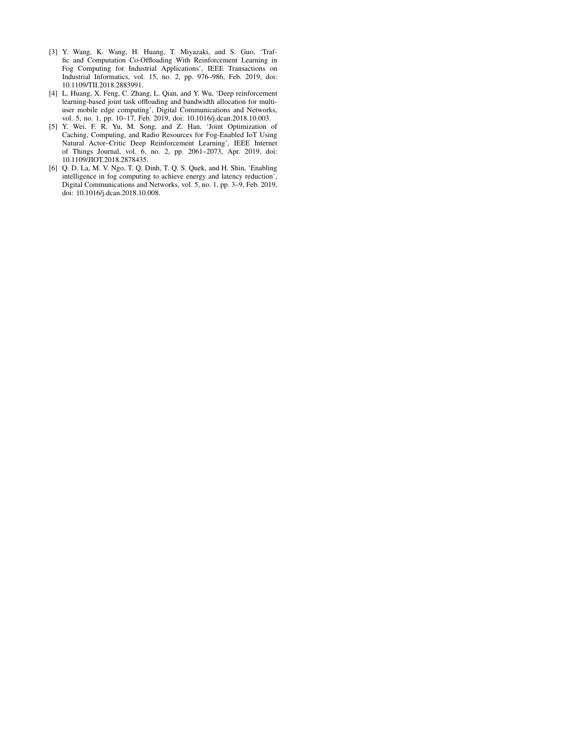[3] Y. Wang, K. Wang, H. Huang, T. Miyazaki, and S. Guo, 'Traffic and Computation Co-Offloading With Reinforcement Learning in Fog Computing for Industrial Applications', IEEE Transactions on Industrial Informatics, vol. 15, no. 2, pp. 976–986, Feb. 2019, doi: 10.1109/TII.2018.2883991.

[4] L. Huang, X. Feng, C. Zhang, L. Qian, and Y. Wu, 'Deep reinforcement learning-based joint task offloading and bandwidth allocation for multi-user mobile edge computing', Digital Communications and Networks, vol. 5, no. 1, pp. 10–17, Feb. 2019, doi: 10.1016/j.dcan.2018.10.003.

[5] Y. Wei, F. R. Yu, M. Song, and Z. Han, 'Joint Optimization of Caching, Computing, and Radio Resources for Fog-Enabled IoT Using Natural Actor–Critic Deep Reinforcement Learning', IEEE Internet of Things Journal, vol. 6, no. 2, pp. 2061–2073, Apr. 2019, doi: 10.1109/JIOT.2018.2878435.

[6] Q. D. La, M. V. Ngo, T. Q. Dinh, T. Q. S. Quek, and H. Shin, 'Enabling intelligence in fog computing to achieve energy and latency reduction', Digital Communications and Networks, vol. 5, no. 1, pp. 3–9, Feb. 2019, doi: 10.1016/j.dcan.2018.10.008.